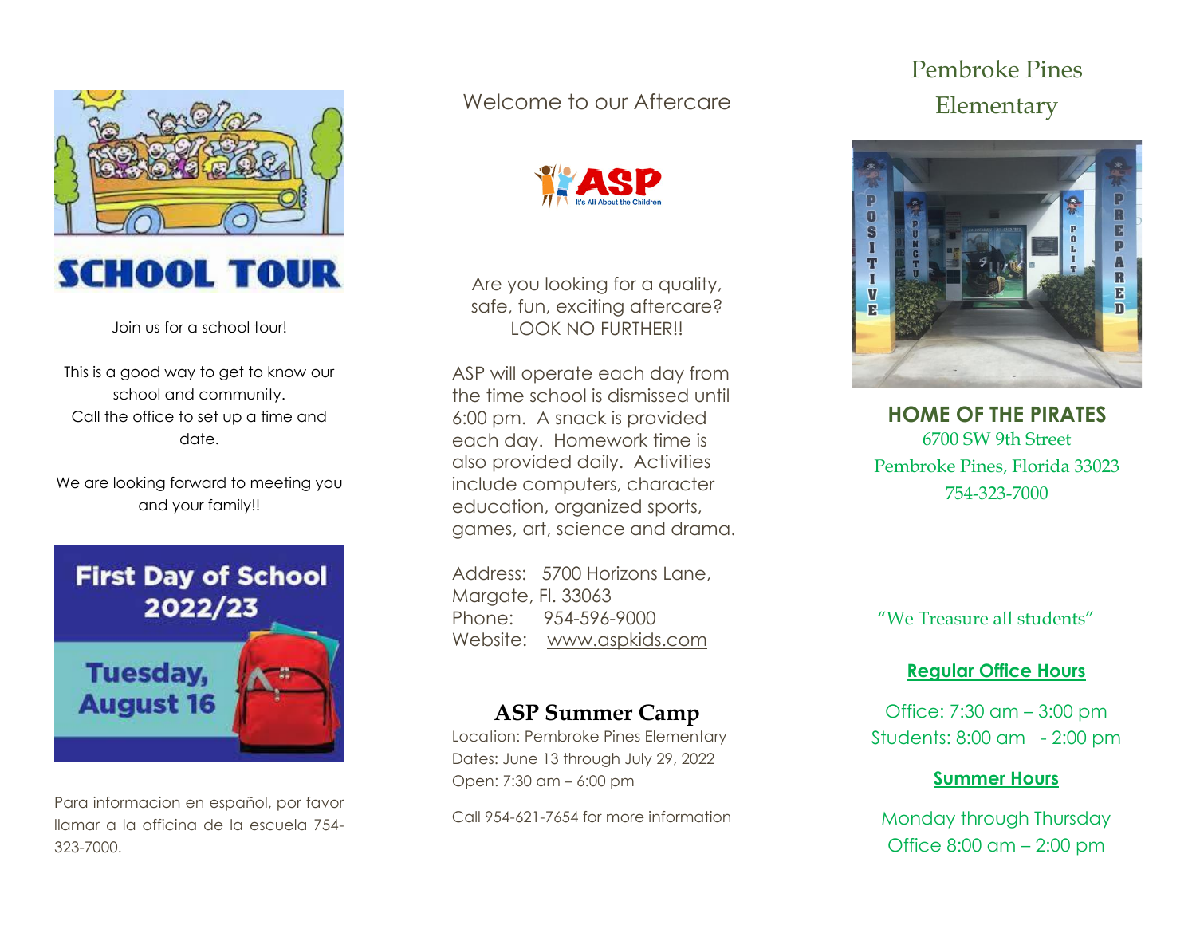# SCHOOL TOUR

Join us for a school tour!

This is a good way to get to know our school and community. Call the office to set up a time and date.

We are looking forward to meeting you and your family!!

**First Day of School 2022/23**

**Tuesday, August 16**

Para informacion en español, por favor llamar a la officina de la escuela 754-323-7000.

## Welcome to our Aftercare

**ASP**
It's All About the Children

Are you looking for a quality, safe, fun, exciting aftercare? LOOK NO FURTHER!!

ASP will operate each day from the time school is dismissed until 6:00 pm. A snack is provided each day. Homework time is also provided daily. Activities include computers, character education, organized sports, games, art, science and drama.

Address: 5700 Horizons Lane, Margate, Fl. 33063
Phone: 954-596-9000
Website: www.aspkids.com

### ASP Summer Camp

Location: Pembroke Pines Elementary
Dates: June 13 through July 29, 2022
Open: 7:30 am – 6:00 pm

Call 954-621-7654 for more information

# Pembroke Pines Elementary

**HOME OF THE PIRATES**
6700 SW 9th Street
Pembroke Pines, Florida 33023
754-323-7000

"We Treasure all students"

**Regular Office Hours**

Office: 7:30 am – 3:00 pm
Students: 8:00 am - 2:00 pm

**Summer Hours**

Monday through Thursday
Office 8:00 am – 2:00 pm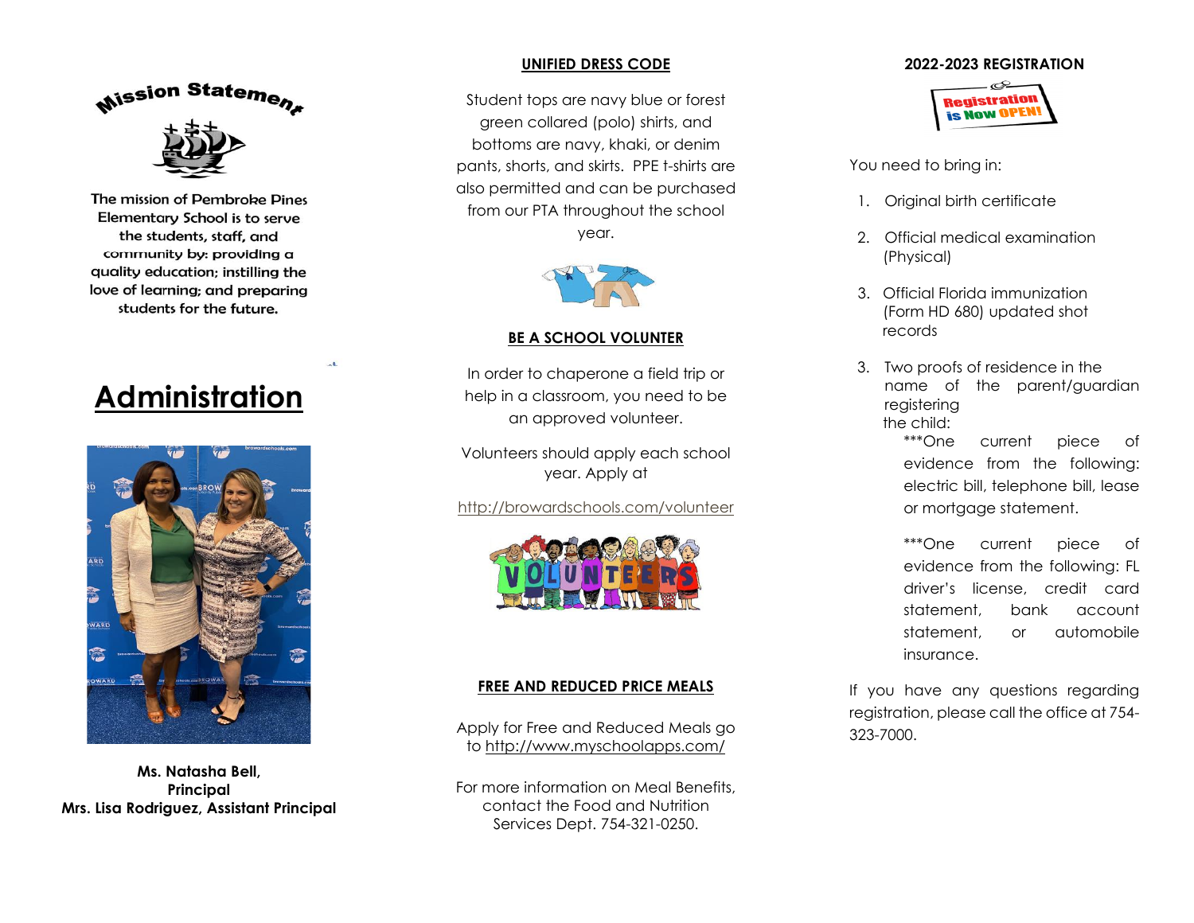## Mission Statement

The mission of Pembroke Pines Elementary School is to serve the students, staff, and community by: providing a quality education; instilling the love of learning; and preparing students for the future.

# Administration

**Ms. Natasha Bell, Principal**
**Mrs. Lisa Rodriguez, Assistant Principal**

## UNIFIED DRESS CODE

Student tops are navy blue or forest green collared (polo) shirts, and bottoms are navy, khaki, or denim pants, shorts, and skirts. PPE t-shirts are also permitted and can be purchased from our PTA throughout the school year.

## BE A SCHOOL VOLUNTER

In order to chaperone a field trip or help in a classroom, you need to be an approved volunteer.

Volunteers should apply each school year. Apply at

http://browardschools.com/volunteer

## FREE AND REDUCED PRICE MEALS

Apply for Free and Reduced Meals go to http://www.myschoolapps.com/

For more information on Meal Benefits, contact the Food and Nutrition Services Dept. 754-321-0250.

## 2022-2023 REGISTRATION

Registration is Now OPEN!

You need to bring in:

1. Original birth certificate
2. Official medical examination (Physical)
3. Official Florida immunization (Form HD 680) updated shot records
3. Two proofs of residence in the name of the parent/guardian registering the child:

   ***One current piece of evidence from the following: electric bill, telephone bill, lease or mortgage statement.

   ***One current piece of evidence from the following: FL driver's license, credit card statement, bank account statement, or automobile insurance.

If you have any questions regarding registration, please call the office at 754-323-7000.